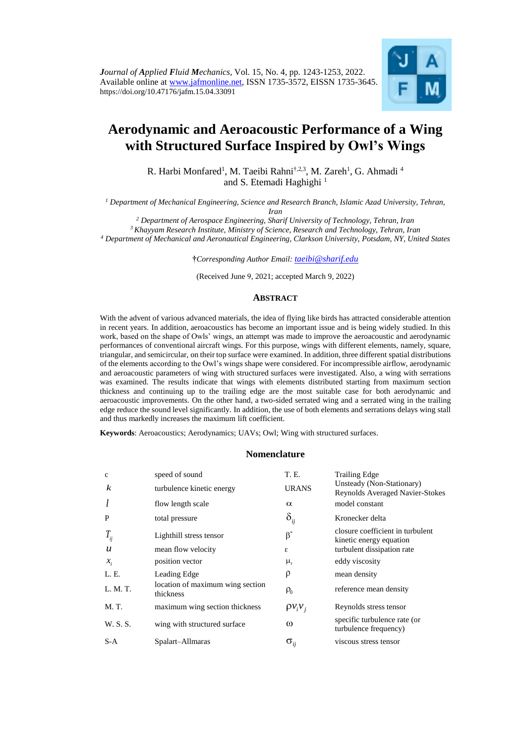*Journal of Applied Fluid Mechanics*, Vol. 15, No. 4, pp. 1243-1253, 2022.
Available online at www.jafmonline.net, ISSN 1735-3572, EISSN 1735-3645.
https://doi.org/10.47176/jafm.15.04.33091

# Aerodynamic and Aeroacoustic Performance of a Wing with Structured Surface Inspired by Owl's Wings

R. Harbi Monfared[1], M. Taeibi Rahni[†,2,3], M. Zareh[1], G. Ahmadi [4] and S. Etemadi Haghighi [1]

[1] *Department of Mechanical Engineering, Science and Research Branch, Islamic Azad University, Tehran, Iran*
[2] *Department of Aerospace Engineering, Sharif University of Technology, Tehran, Iran*
[3] *Khayyam Research Institute, Ministry of Science, Research and Technology, Tehran, Iran*
[4] *Department of Mechanical and Aeronautical Engineering, Clarkson University, Potsdam, NY, United States*

†*Corresponding Author Email: taeibi@sharif.edu*

(Received June 9, 2021; accepted March 9, 2022)

## ABSTRACT

With the advent of various advanced materials, the idea of flying like birds has attracted considerable attention in recent years. In addition, aeroacoustics has become an important issue and is being widely studied. In this work, based on the shape of Owls' wings, an attempt was made to improve the aeroacoustic and aerodynamic performances of conventional aircraft wings. For this purpose, wings with different elements, namely, square, triangular, and semicircular, on their top surface were examined. In addition, three different spatial distributions of the elements according to the Owl's wings shape were considered. For incompressible airflow, aerodynamic and aeroacoustic parameters of wing with structured surfaces were investigated. Also, a wing with serrations was examined. The results indicate that wings with elements distributed starting from maximum section thickness and continuing up to the trailing edge are the most suitable case for both aerodynamic and aeroacoustic improvements. On the other hand, a two-sided serrated wing and a serrated wing in the trailing edge reduce the sound level significantly. In addition, the use of both elements and serrations delays wing stall and thus markedly increases the maximum lift coefficient.

**Keywords**: Aeroacoustics; Aerodynamics; UAVs; Owl; Wing with structured surfaces.

## Nomenclature

| | | | |
|---|---|---|---|
| c | speed of sound | T. E. | Trailing Edge |
| $k$ | turbulence kinetic energy | URANS | Unsteady (Non-Stationary) Reynolds Averaged Navier-Stokes |
| $l$ | flow length scale | $\alpha$ | model constant |
| P | total pressure | $\delta_{ij}$ | Kronecker delta |
| $T_{ij}$ | Lighthill stress tensor | $\beta^*$ | closure coefficient in turbulent kinetic energy equation |
| $u$ | mean flow velocity | $\varepsilon$ | turbulent dissipation rate |
| $x_i$ | position vector | $\mu_t$ | eddy viscosity |
| L. E. | Leading Edge | $\rho$ | mean density |
| L. M. T. | location of maximum wing section thickness | $\rho_0$ | reference mean density |
| M. T. | maximum wing section thickness | $\rho v_i v_j$ | Reynolds stress tensor |
| W. S. S. | wing with structured surface | $\omega$ | specific turbulence rate (or turbulence frequency) |
| S-A | Spalart–Allmaras | $\sigma_{ij}$ | viscous stress tensor |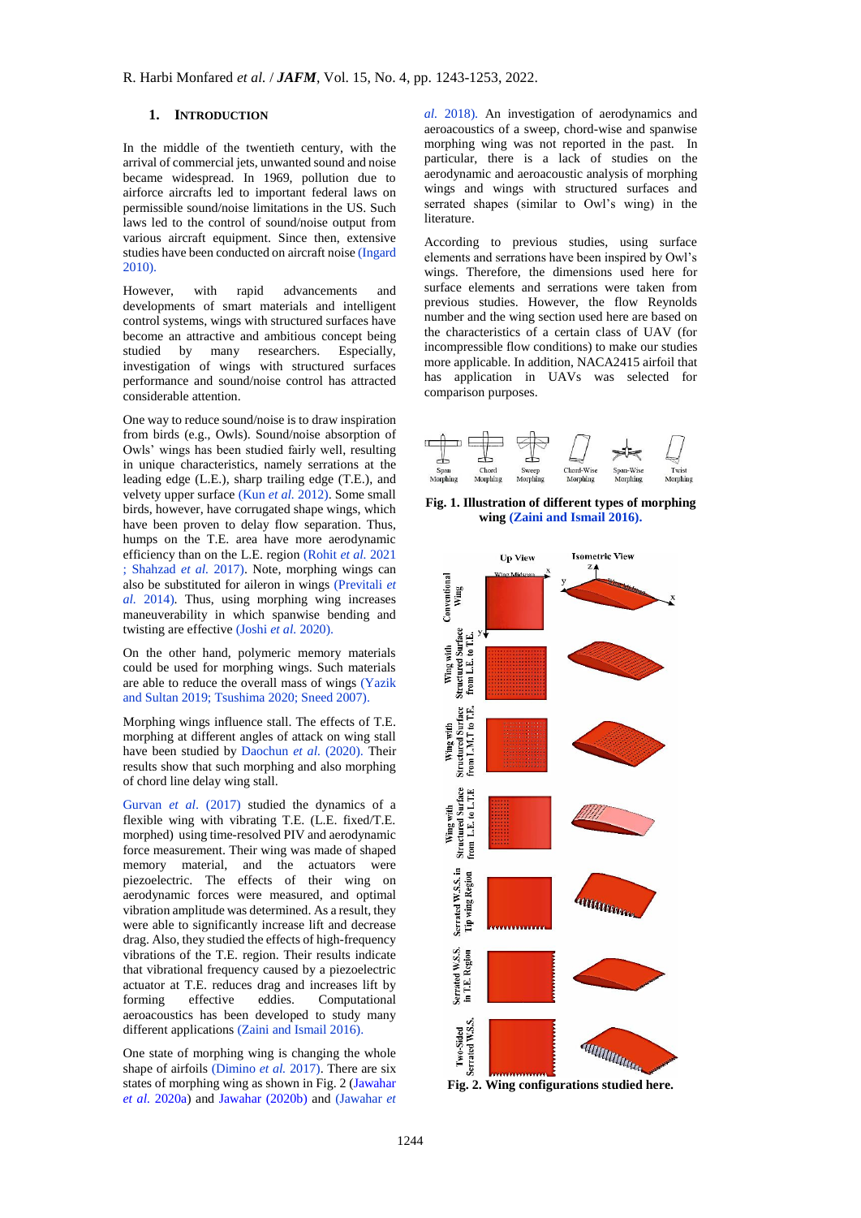## 1. INTRODUCTION

In the middle of the twentieth century, with the arrival of commercial jets, unwanted sound and noise became widespread. In 1969, pollution due to airforce aircrafts led to important federal laws on permissible sound/noise limitations in the US. Such laws led to the control of sound/noise output from various aircraft equipment. Since then, extensive studies have been conducted on aircraft noise (Ingard 2010).

However, with rapid advancements and developments of smart materials and intelligent control systems, wings with structured surfaces have become an attractive and ambitious concept being studied by many researchers. Especially, investigation of wings with structured surfaces performance and sound/noise control has attracted considerable attention.

One way to reduce sound/noise is to draw inspiration from birds (e.g., Owls). Sound/noise absorption of Owls' wings has been studied fairly well, resulting in unique characteristics, namely serrations at the leading edge (L.E.), sharp trailing edge (T.E.), and velvety upper surface (Kun *et al.* 2012). Some small birds, however, have corrugated shape wings, which have been proven to delay flow separation. Thus, humps on the T.E. area have more aerodynamic efficiency than on the L.E. region (Rohit *et al.* 2021 ; Shahzad *et al.* 2017). Note, morphing wings can also be substituted for aileron in wings (Previtali *et al.* 2014). Thus, using morphing wing increases maneuverability in which spanwise bending and twisting are effective (Joshi *et al.* 2020).

On the other hand, polymeric memory materials could be used for morphing wings. Such materials are able to reduce the overall mass of wings (Yazik and Sultan 2019; Tsushima 2020; Sneed 2007).

Morphing wings influence stall. The effects of T.E. morphing at different angles of attack on wing stall have been studied by Daochun *et al.* (2020). Their results show that such morphing and also morphing of chord line delay wing stall.

Gurvan *et al.* (2017) studied the dynamics of a flexible wing with vibrating T.E. (L.E. fixed/T.E. morphed) using time-resolved PIV and aerodynamic force measurement. Their wing was made of shaped memory material, and the actuators were piezoelectric. The effects of their wing on aerodynamic forces were measured, and optimal vibration amplitude was determined. As a result, they were able to significantly increase lift and decrease drag. Also, they studied the effects of high-frequency vibrations of the T.E. region. Their results indicate that vibrational frequency caused by a piezoelectric actuator at T.E. reduces drag and increases lift by forming effective eddies. Computational aeroacoustics has been developed to study many different applications (Zaini and Ismail 2016).

One state of morphing wing is changing the whole shape of airfoils (Dimino *et al.* 2017). There are six states of morphing wing as shown in Fig. 2 (Jawahar *et al.* 2020a) and Jawahar (2020b) and (Jawahar *et al.* 2018). An investigation of aerodynamics and aeroacoustics of a sweep, chord-wise and spanwise morphing wing was not reported in the past. In particular, there is a lack of studies on the aerodynamic and aeroacoustic analysis of morphing wings and wings with structured surfaces and serrated shapes (similar to Owl's wing) in the literature.

According to previous studies, using surface elements and serrations have been inspired by Owl's wings. Therefore, the dimensions used here for surface elements and serrations were taken from previous studies. However, the flow Reynolds number and the wing section used here are based on the characteristics of a certain class of UAV (for incompressible flow conditions) to make our studies more applicable. In addition, NACA2415 airfoil that has application in UAVs was selected for comparison purposes.

**Fig. 1. Illustration of different types of morphing wing (Zaini and Ismail 2016).**

**Fig. 2. Wing configurations studied here.**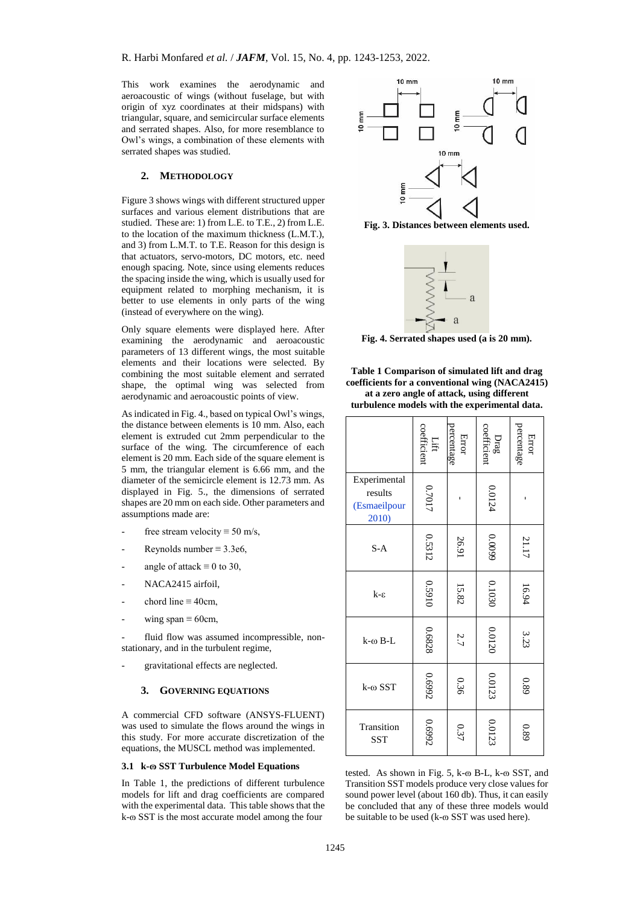This work examines the aerodynamic and aeroacoustic of wings (without fuselage, but with origin of xyz coordinates at their midspans) with triangular, square, and semicircular surface elements and serrated shapes. Also, for more resemblance to Owl's wings, a combination of these elements with serrated shapes was studied.

## 2. METHODOLOGY

Figure 3 shows wings with different structured upper surfaces and various element distributions that are studied. These are: 1) from L.E. to T.E., 2) from L.E. to the location of the maximum thickness (L.M.T.), and 3) from L.M.T. to T.E. Reason for this design is that actuators, servo-motors, DC motors, etc. need enough spacing. Note, since using elements reduces the spacing inside the wing, which is usually used for equipment related to morphing mechanism, it is better to use elements in only parts of the wing (instead of everywhere on the wing).

Only square elements were displayed here. After examining the aerodynamic and aeroacoustic parameters of 13 different wings, the most suitable elements and their locations were selected. By combining the most suitable element and serrated shape, the optimal wing was selected from aerodynamic and aeroacoustic points of view.

As indicated in Fig. 4., based on typical Owl's wings, the distance between elements is 10 mm. Also, each element is extruded cut 2mm perpendicular to the surface of the wing. The circumference of each element is 20 mm. Each side of the square element is 5 mm, the triangular element is 6.66 mm, and the diameter of the semicircle element is 12.73 mm. As displayed in Fig. 5., the dimensions of serrated shapes are 20 mm on each side. Other parameters and assumptions made are:

- free stream velocity ≡ 50 m/s,
- Reynolds number ≡ 3.3e6,
- angle of attack ≡ 0 to 30,
- NACA2415 airfoil,
- chord line ≡ 40cm,
- wing span ≡ 60cm,
- fluid flow was assumed incompressible, non-stationary, and in the turbulent regime,
- gravitational effects are neglected.

**Fig. 3. Distances between elements used.**

**Fig. 4. Serrated shapes used (a is 20 mm).**

## 3. GOVERNING EQUATIONS

A commercial CFD software (ANSYS-FLUENT) was used to simulate the flows around the wings in this study. For more accurate discretization of the equations, the MUSCL method was implemented.

### 3.1 k-ω SST Turbulence Model Equations

In Table 1, the predictions of different turbulence models for lift and drag coefficients are compared with the experimental data. This table shows that the k-ω SST is the most accurate model among the four tested. As shown in Fig. 5, k-ω B-L, k-ω SST, and Transition SST models produce very close values for sound power level (about 160 db). Thus, it can easily be concluded that any of these three models would be suitable to be used (k-ω SST was used here).

**Table 1 Comparison of simulated lift and drag coefficients for a conventional wing (NACA2415) at a zero angle of attack, using different turbulence models with the experimental data.**

| | Lift coefficient | Error percentage | Drag coefficient | Error percentage |
|---|---|---|---|---|
| Experimental results (Esmaeilpour 2010) | 0.7017 | - | 0.0124 | - |
| S-A | 0.5312 | 26.91 | 0.0099 | 21.17 |
| k-ε | 0.5910 | 15.82 | 0.1030 | 16.94 |
| k-ω B-L | 0.6828 | 2.7 | 0.0120 | 3.23 |
| k-ω SST | 0.6992 | 0.36 | 0.0123 | 0.89 |
| Transition SST | 0.6992 | 0.37 | 0.0123 | 0.89 |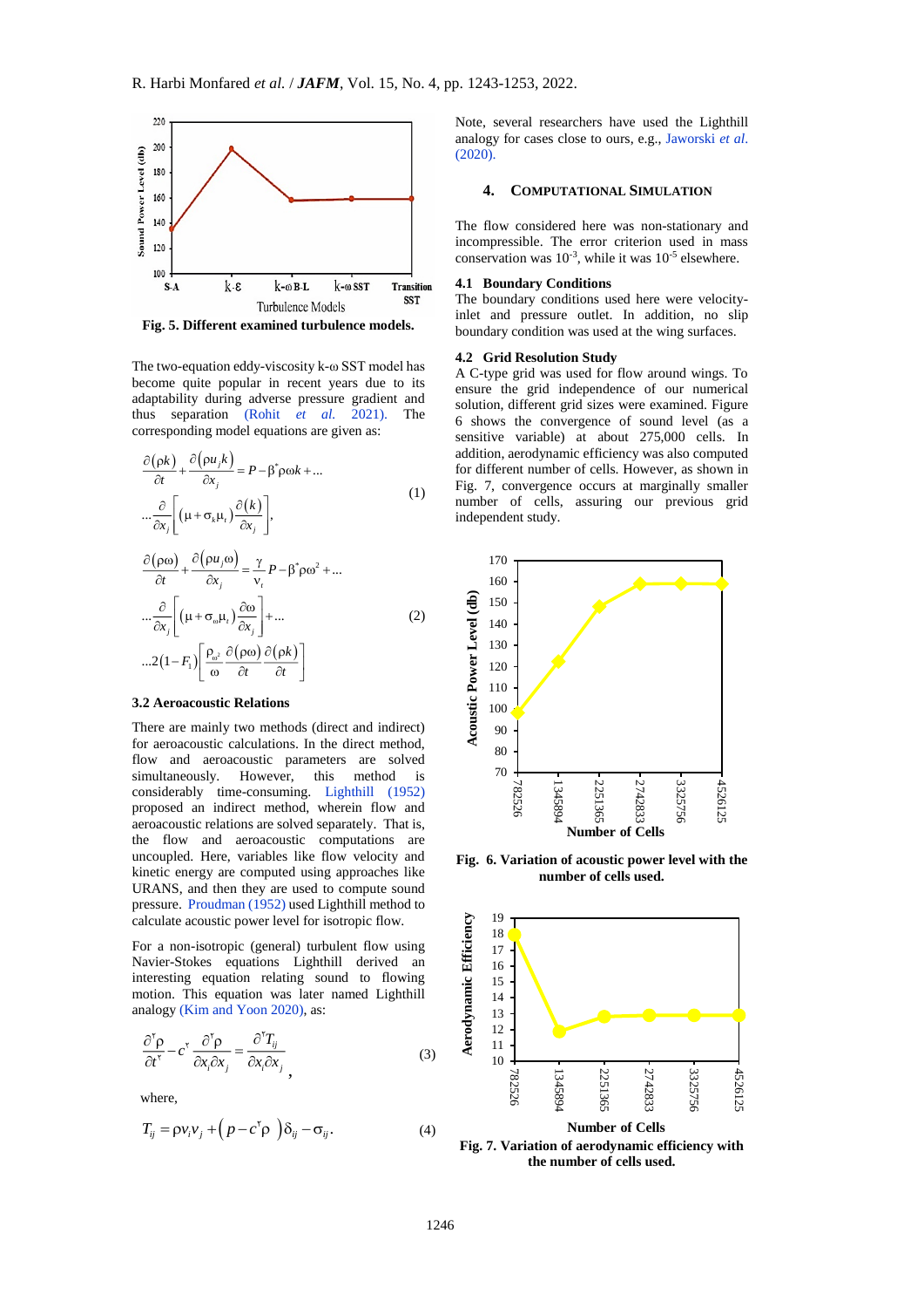Fig. 5. Different examined turbulence models.

The two-equation eddy-viscosity k-ω SST model has become quite popular in recent years due to its adaptability during adverse pressure gradient and thus separation (Rohit *et al.* 2021). The corresponding model equations are given as:

$$\frac{\partial(\rho k)}{\partial t}+\frac{\partial(\rho u_j k)}{\partial x_j}=P-\beta^{*}\rho\omega k+\ldots$$
$$\ldots\frac{\partial}{\partial x_j}\left[(\mu+\sigma_k\mu_t)\frac{\partial(k)}{\partial x_j}\right], \tag{1}$$

$$\frac{\partial(\rho\omega)}{\partial t}+\frac{\partial(\rho u_j\omega)}{\partial x_j}=\frac{\gamma}{\nu_t}P-\beta^{*}\rho\omega^2+\ldots$$
$$\ldots\frac{\partial}{\partial x_j}\left[(\mu+\sigma_\omega\mu_t)\frac{\partial\omega}{\partial x_j}\right]+\ldots \tag{2}$$
$$\ldots 2(1-F_1)\left[\frac{\rho_{\omega^2}}{\omega}\frac{\partial(\rho\omega)}{\partial t}\frac{\partial(\rho k)}{\partial t}\right]$$

### 3.2 Aeroacoustic Relations

There are mainly two methods (direct and indirect) for aeroacoustic calculations. In the direct method, flow and aeroacoustic parameters are solved simultaneously. However, this method is considerably time-consuming. Lighthill (1952) proposed an indirect method, wherein flow and aeroacoustic relations are solved separately. That is, the flow and aeroacoustic computations are uncoupled. Here, variables like flow velocity and kinetic energy are computed using approaches like URANS, and then they are used to compute sound pressure. Proudman (1952) used Lighthill method to calculate acoustic power level for isotropic flow.

For a non-isotropic (general) turbulent flow using Navier-Stokes equations Lighthill derived an interesting equation relating sound to flowing motion. This equation was later named Lighthill analogy (Kim and Yoon 2020), as:

$$\frac{\partial^{\gamma}\rho}{\partial t^{\gamma}}-c^{\gamma}\frac{\partial^{\gamma}\rho}{\partial x_i\partial x_j}=\frac{\partial^{\gamma}T_{ij}}{\partial x_i\partial x_j}, \tag{3}$$

where,

$$T_{ij}=\rho v_i v_j+\left(p-c^{\gamma}\rho\right)\delta_{ij}-\sigma_{ij}. \tag{4}$$

Note, several researchers have used the Lighthill analogy for cases close to ours, e.g., Jaworski *et al.* (2020).

## 4. COMPUTATIONAL SIMULATION

The flow considered here was non-stationary and incompressible. The error criterion used in mass conservation was $10^{-3}$, while it was $10^{-5}$ elsewhere.

### 4.1 Boundary Conditions

The boundary conditions used here were velocity-inlet and pressure outlet. In addition, no slip boundary condition was used at the wing surfaces.

### 4.2 Grid Resolution Study

A C-type grid was used for flow around wings. To ensure the grid independence of our numerical solution, different grid sizes were examined. Figure 6 shows the convergence of sound level (as a sensitive variable) at about 275,000 cells. In addition, aerodynamic efficiency was also computed for different number of cells. However, as shown in Fig. 7, convergence occurs at marginally smaller number of cells, assuring our previous grid independent study.

Fig. 6. Variation of acoustic power level with the number of cells used.

Fig. 7. Variation of aerodynamic efficiency with the number of cells used.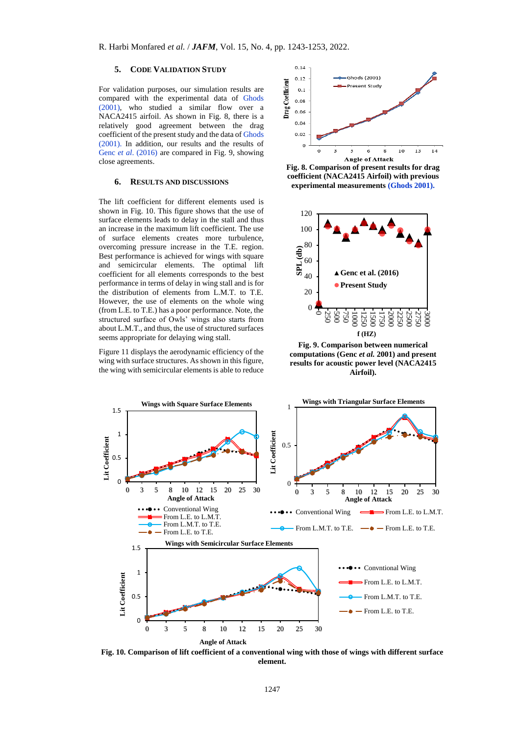## 5. CODE VALIDATION STUDY

For validation purposes, our simulation results are compared with the experimental data of Ghods (2001), who studied a similar flow over a NACA2415 airfoil. As shown in Fig. 8, there is a relatively good agreement between the drag coefficient of the present study and the data of Ghods (2001). In addition, our results and the results of Genc *et al.* (2016) are compared in Fig. 9, showing close agreements.

## 6. RESULTS AND DISCUSSIONS

The lift coefficient for different elements used is shown in Fig. 10. This figure shows that the use of surface elements leads to delay in the stall and thus an increase in the maximum lift coefficient. The use of surface elements creates more turbulence, overcoming pressure increase in the T.E. region. Best performance is achieved for wings with square and semicircular elements. The optimal lift coefficient for all elements corresponds to the best performance in terms of delay in wing stall and is for the distribution of elements from L.M.T. to T.E. However, the use of elements on the whole wing (from L.E. to T.E.) has a poor performance. Note, the structured surface of Owls' wings also starts from about L.M.T., and thus, the use of structured surfaces seems appropriate for delaying wing stall.

Figure 11 displays the aerodynamic efficiency of the wing with surface structures. As shown in this figure, the wing with semicircular elements is able to reduce

**Fig. 8. Comparison of present results for drag coefficient (NACA2415 Airfoil) with previous experimental measurements (Ghods 2001).**

**Fig. 9. Comparison between numerical computations (Genc *et al.* 2001) and present results for acoustic power level (NACA2415 Airfoil).**

**Fig. 10. Comparison of lift coefficient of a conventional wing with those of wings with different surface element.**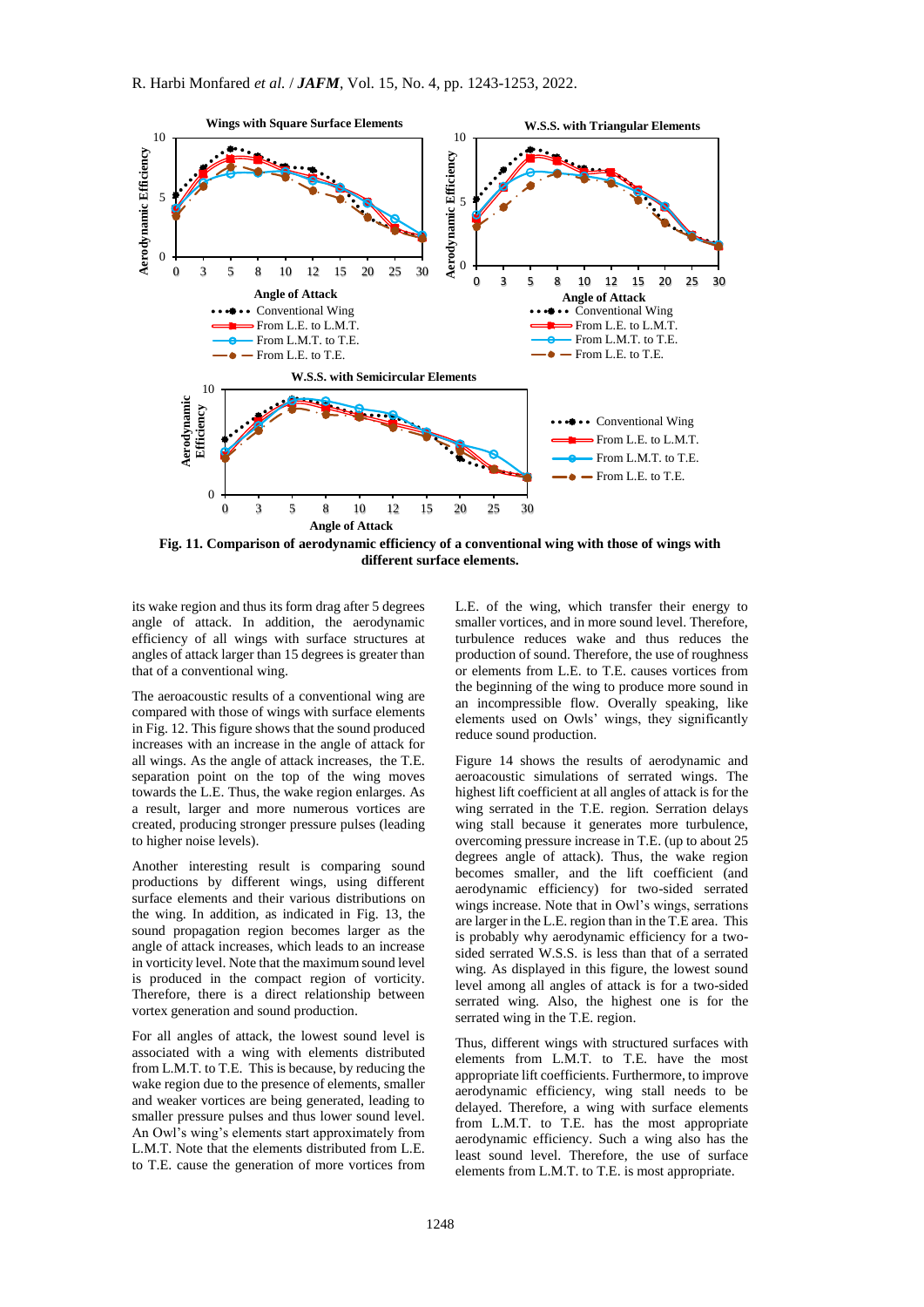Fig. 11. Comparison of aerodynamic efficiency of a conventional wing with those of wings with different surface elements.

its wake region and thus its form drag after 5 degrees angle of attack. In addition, the aerodynamic efficiency of all wings with surface structures at angles of attack larger than 15 degrees is greater than that of a conventional wing.

The aeroacoustic results of a conventional wing are compared with those of wings with surface elements in Fig. 12. This figure shows that the sound produced increases with an increase in the angle of attack for all wings. As the angle of attack increases, the T.E. separation point on the top of the wing moves towards the L.E. Thus, the wake region enlarges. As a result, larger and more numerous vortices are created, producing stronger pressure pulses (leading to higher noise levels).

Another interesting result is comparing sound productions by different wings, using different surface elements and their various distributions on the wing. In addition, as indicated in Fig. 13, the sound propagation region becomes larger as the angle of attack increases, which leads to an increase in vorticity level. Note that the maximum sound level is produced in the compact region of vorticity. Therefore, there is a direct relationship between vortex generation and sound production.

For all angles of attack, the lowest sound level is associated with a wing with elements distributed from L.M.T. to T.E. This is because, by reducing the wake region due to the presence of elements, smaller and weaker vortices are being generated, leading to smaller pressure pulses and thus lower sound level. An Owl's wing's elements start approximately from L.M.T. Note that the elements distributed from L.E. to T.E. cause the generation of more vortices from L.E. of the wing, which transfer their energy to smaller vortices, and in more sound level. Therefore, turbulence reduces wake and thus reduces the production of sound. Therefore, the use of roughness or elements from L.E. to T.E. causes vortices from the beginning of the wing to produce more sound in an incompressible flow. Overally speaking, like elements used on Owls' wings, they significantly reduce sound production.

Figure 14 shows the results of aerodynamic and aeroacoustic simulations of serrated wings. The highest lift coefficient at all angles of attack is for the wing serrated in the T.E. region. Serration delays wing stall because it generates more turbulence, overcoming pressure increase in T.E. (up to about 25 degrees angle of attack). Thus, the wake region becomes smaller, and the lift coefficient (and aerodynamic efficiency) for two-sided serrated wings increase. Note that in Owl's wings, serrations are larger in the L.E. region than in the T.E area. This is probably why aerodynamic efficiency for a two-sided serrated W.S.S. is less than that of a serrated wing. As displayed in this figure, the lowest sound level among all angles of attack is for a two-sided serrated wing. Also, the highest one is for the serrated wing in the T.E. region.

Thus, different wings with structured surfaces with elements from L.M.T. to T.E. have the most appropriate lift coefficients. Furthermore, to improve aerodynamic efficiency, wing stall needs to be delayed. Therefore, a wing with surface elements from L.M.T. to T.E. has the most appropriate aerodynamic efficiency. Such a wing also has the least sound level. Therefore, the use of surface elements from L.M.T. to T.E. is most appropriate.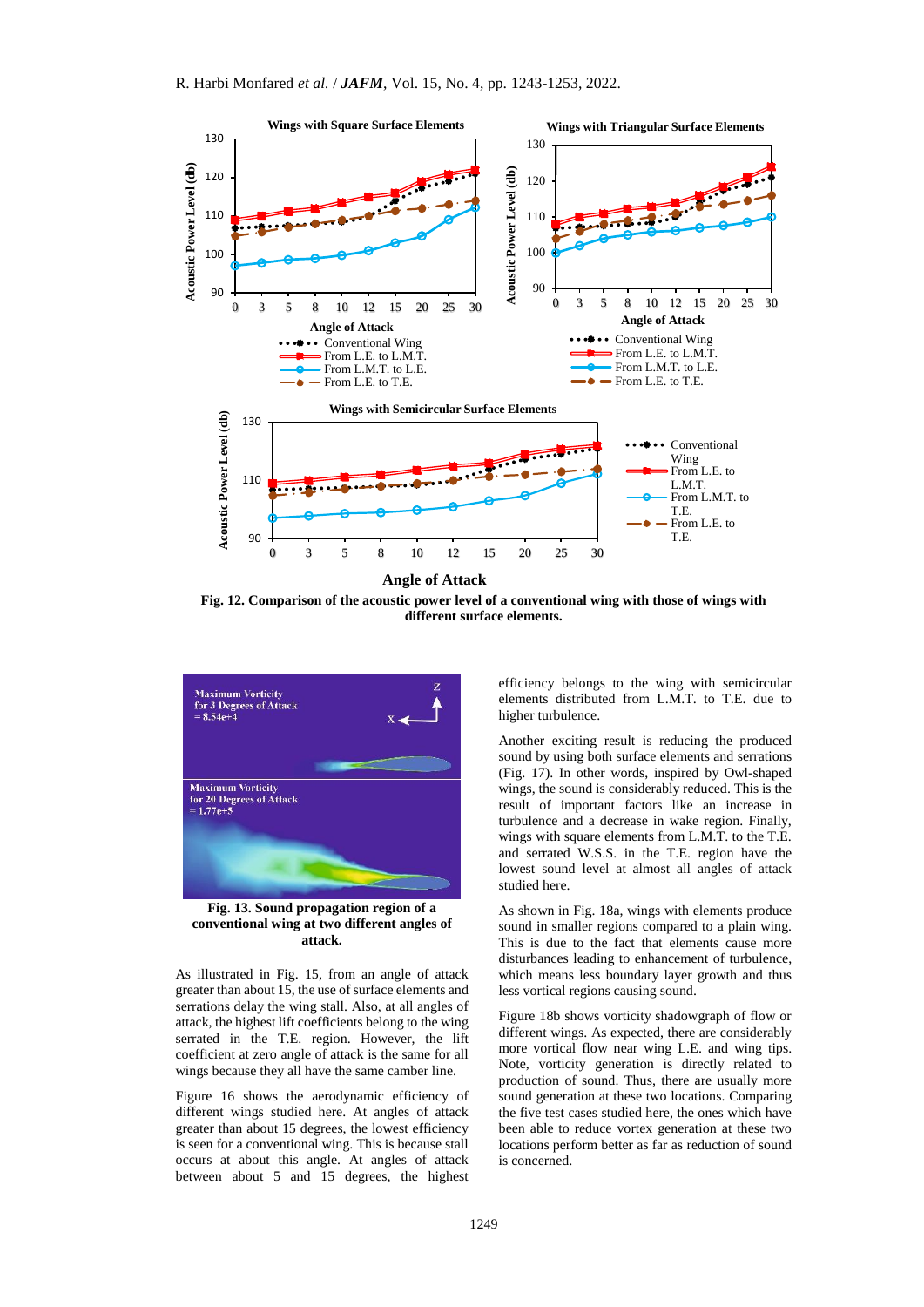**Fig. 12. Comparison of the acoustic power level of a conventional wing with those of wings with different surface elements.**

**Fig. 13. Sound propagation region of a conventional wing at two different angles of attack.**

As illustrated in Fig. 15, from an angle of attack greater than about 15, the use of surface elements and serrations delay the wing stall. Also, at all angles of attack, the highest lift coefficients belong to the wing serrated in the T.E. region. However, the lift coefficient at zero angle of attack is the same for all wings because they all have the same camber line.

Figure 16 shows the aerodynamic efficiency of different wings studied here. At angles of attack greater than about 15 degrees, the lowest efficiency is seen for a conventional wing. This is because stall occurs at about this angle. At angles of attack between about 5 and 15 degrees, the highest efficiency belongs to the wing with semicircular elements distributed from L.M.T. to T.E. due to higher turbulence.

Another exciting result is reducing the produced sound by using both surface elements and serrations (Fig. 17). In other words, inspired by Owl-shaped wings, the sound is considerably reduced. This is the result of important factors like an increase in turbulence and a decrease in wake region. Finally, wings with square elements from L.M.T. to the T.E. and serrated W.S.S. in the T.E. region have the lowest sound level at almost all angles of attack studied here.

As shown in Fig. 18a, wings with elements produce sound in smaller regions compared to a plain wing. This is due to the fact that elements cause more disturbances leading to enhancement of turbulence, which means less boundary layer growth and thus less vortical regions causing sound.

Figure 18b shows vorticity shadowgraph of flow or different wings. As expected, there are considerably more vortical flow near wing L.E. and wing tips. Note, vorticity generation is directly related to production of sound. Thus, there are usually more sound generation at these two locations. Comparing the five test cases studied here, the ones which have been able to reduce vortex generation at these two locations perform better as far as reduction of sound is concerned.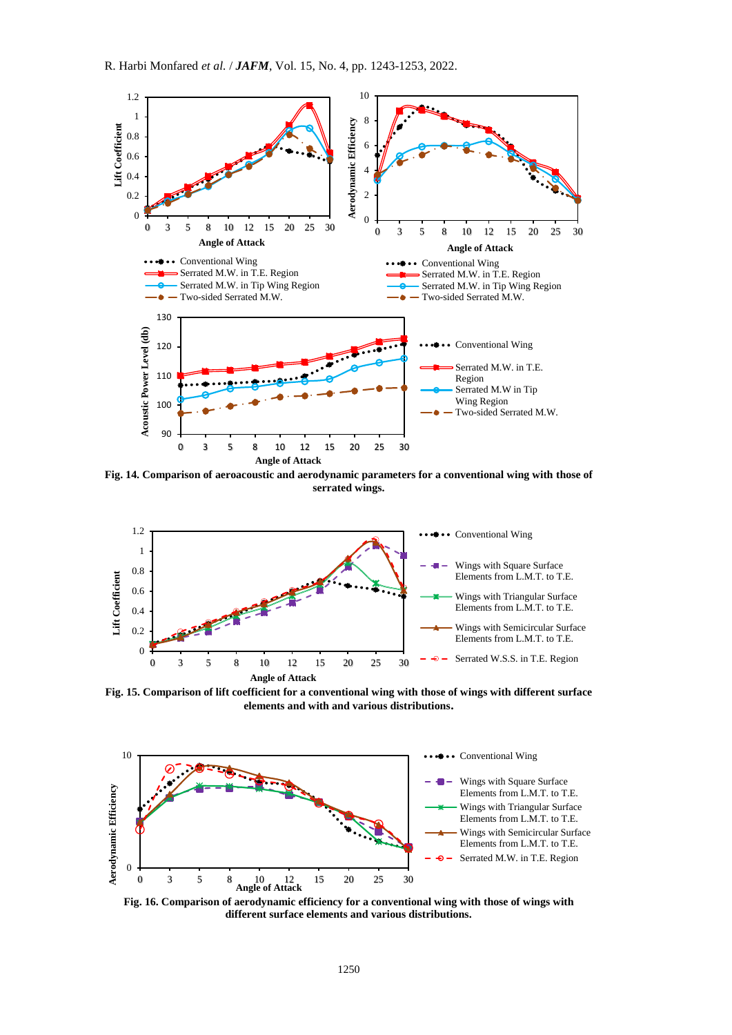**Fig. 14. Comparison of aeroacoustic and aerodynamic parameters for a conventional wing with those of serrated wings.**

**Fig. 15. Comparison of lift coefficient for a conventional wing with those of wings with different surface elements and with and various distributions.**

**Fig. 16. Comparison of aerodynamic efficiency for a conventional wing with those of wings with different surface elements and various distributions.**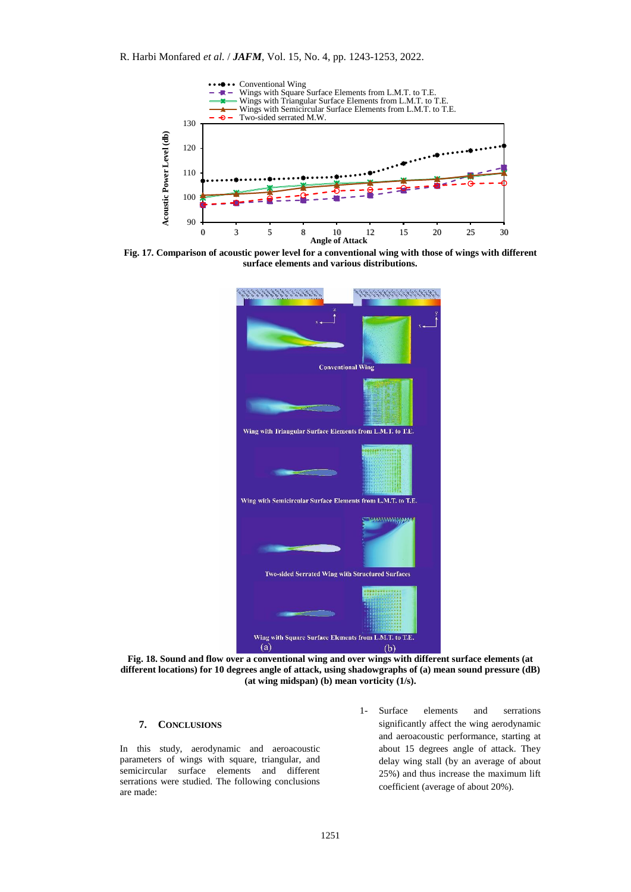Fig. 17. Comparison of acoustic power level for a conventional wing with those of wings with different surface elements and various distributions.

Fig. 18. Sound and flow over a conventional wing and over wings with different surface elements (at different locations) for 10 degrees angle of attack, using shadowgraphs of (a) mean sound pressure (dB) (at wing midspan) (b) mean vorticity (1/s).

## 7. CONCLUSIONS

In this study, aerodynamic and aeroacoustic parameters of wings with square, triangular, and semicircular surface elements and different serrations were studied. The following conclusions are made:

1- Surface elements and serrations significantly affect the wing aerodynamic and aeroacoustic performance, starting at about 15 degrees angle of attack. They delay wing stall (by an average of about 25%) and thus increase the maximum lift coefficient (average of about 20%).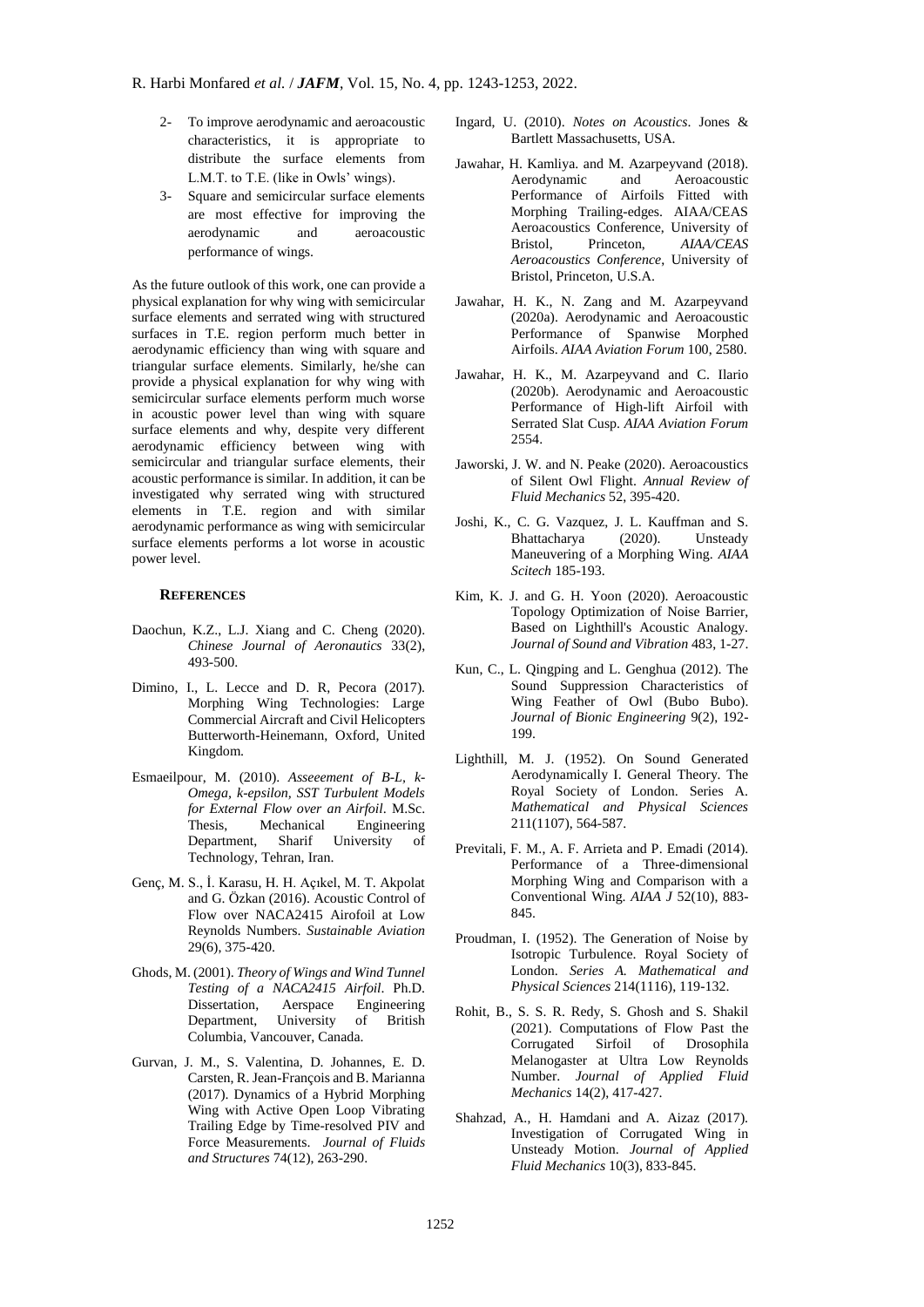2- To improve aerodynamic and aeroacoustic characteristics, it is appropriate to distribute the surface elements from L.M.T. to T.E. (like in Owls' wings).
3- Square and semicircular surface elements are most effective for improving the aerodynamic and aeroacoustic performance of wings.

As the future outlook of this work, one can provide a physical explanation for why wing with semicircular surface elements and serrated wing with structured surfaces in T.E. region perform much better in aerodynamic efficiency than wing with square and triangular surface elements. Similarly, he/she can provide a physical explanation for why wing with semicircular surface elements perform much worse in acoustic power level than wing with square surface elements and why, despite very different aerodynamic efficiency between wing with semicircular and triangular surface elements, their acoustic performance is similar. In addition, it can be investigated why serrated wing with structured elements in T.E. region and with similar aerodynamic performance as wing with semicircular surface elements performs a lot worse in acoustic power level.

## REFERENCES

Daochun, K.Z., L.J. Xiang and C. Cheng (2020). *Chinese Journal of Aeronautics* 33(2), 493-500.

Dimino, I., L. Lecce and D. R, Pecora (2017). Morphing Wing Technologies: Large Commercial Aircraft and Civil Helicopters Butterworth-Heinemann, Oxford, United Kingdom.

Esmaeilpour, M. (2010). *Asseeement of B-L, k-Omega, k-epsilon, SST Turbulent Models for External Flow over an Airfoil*. M.Sc. Thesis, Mechanical Engineering Department, Sharif University of Technology, Tehran, Iran.

Genç, M. S., İ. Karasu, H. H. Açıkel, M. T. Akpolat and G. Özkan (2016). Acoustic Control of Flow over NACA2415 Airofoil at Low Reynolds Numbers. *Sustainable Aviation* 29(6), 375-420.

Ghods, M. (2001). *Theory of Wings and Wind Tunnel Testing of a NACA2415 Airfoil*. Ph.D. Dissertation, Aerspace Engineering Department, University of British Columbia, Vancouver, Canada.

Gurvan, J. M., S. Valentina, D. Johannes, E. D. Carsten, R. Jean-François and B. Marianna (2017). Dynamics of a Hybrid Morphing Wing with Active Open Loop Vibrating Trailing Edge by Time-resolved PIV and Force Measurements. *Journal of Fluids and Structures* 74(12), 263-290.

Ingard, U. (2010). *Notes on Acoustics*. Jones & Bartlett Massachusetts, USA.

Jawahar, H. Kamliya. and M. Azarpeyvand (2018). Aerodynamic and Aeroacoustic Performance of Airfoils Fitted with Morphing Trailing-edges. AIAA/CEAS Aeroacoustics Conference, University of Bristol, Princeton, *AIAA/CEAS Aeroacoustics Conference*, University of Bristol, Princeton, U.S.A.

Jawahar, H. K., N. Zang and M. Azarpeyvand (2020a). Aerodynamic and Aeroacoustic Performance of Spanwise Morphed Airfoils. *AIAA Aviation Forum* 100, 2580.

Jawahar, H. K., M. Azarpeyvand and C. Ilario (2020b). Aerodynamic and Aeroacoustic Performance of High-lift Airfoil with Serrated Slat Cusp. *AIAA Aviation Forum* 2554.

Jaworski, J. W. and N. Peake (2020). Aeroacoustics of Silent Owl Flight. *Annual Review of Fluid Mechanics* 52, 395-420.

Joshi, K., C. G. Vazquez, J. L. Kauffman and S. Bhattacharya (2020). Unsteady Maneuvering of a Morphing Wing. *AIAA Scitech* 185-193.

Kim, K. J. and G. H. Yoon (2020). Aeroacoustic Topology Optimization of Noise Barrier, Based on Lighthill's Acoustic Analogy. *Journal of Sound and Vibration* 483, 1-27.

Kun, C., L. Qingping and L. Genghua (2012). The Sound Suppression Characteristics of Wing Feather of Owl (Bubo Bubo). *Journal of Bionic Engineering* 9(2), 192-199.

Lighthill, M. J. (1952). On Sound Generated Aerodynamically I. General Theory. The Royal Society of London. Series A. *Mathematical and Physical Sciences* 211(1107), 564-587.

Previtali, F. M., A. F. Arrieta and P. Emadi (2014). Performance of a Three-dimensional Morphing Wing and Comparison with a Conventional Wing. *AIAA J* 52(10), 883-845.

Proudman, I. (1952). The Generation of Noise by Isotropic Turbulence. Royal Society of London. *Series A. Mathematical and Physical Sciences* 214(1116), 119-132.

Rohit, B., S. S. R. Redy, S. Ghosh and S. Shakil (2021). Computations of Flow Past the Corrugated Sirfoil of Drosophila Melanogaster at Ultra Low Reynolds Number. *Journal of Applied Fluid Mechanics* 14(2), 417-427.

Shahzad, A., H. Hamdani and A. Aizaz (2017). Investigation of Corrugated Wing in Unsteady Motion. *Journal of Applied Fluid Mechanics* 10(3), 833-845.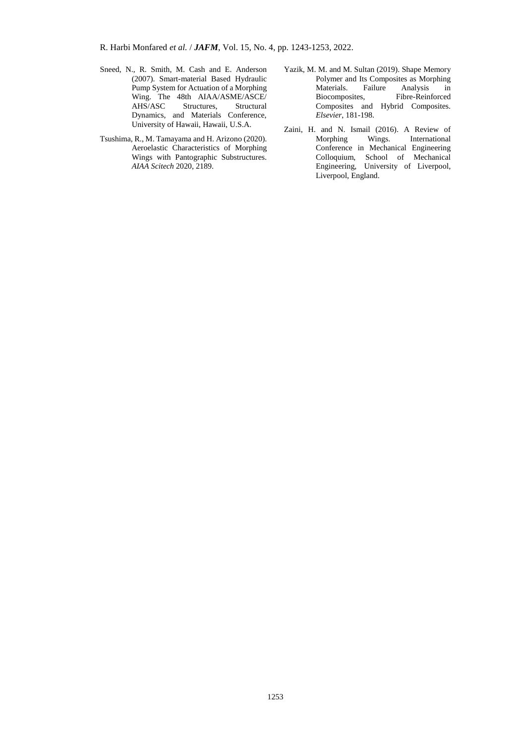Sneed, N., R. Smith, M. Cash and E. Anderson (2007). Smart-material Based Hydraulic Pump System for Actuation of a Morphing Wing. The 48th AIAA/ASME/ASCE/ AHS/ASC Structures, Structural Dynamics, and Materials Conference, University of Hawaii, Hawaii, U.S.A.

Tsushima, R., M. Tamayama and H. Arizono (2020). Aeroelastic Characteristics of Morphing Wings with Pantographic Substructures. *AIAA Scitech* 2020, 2189.

Yazik, M. M. and M. Sultan (2019). Shape Memory Polymer and Its Composites as Morphing Materials. Failure Analysis in Biocomposites, Fibre-Reinforced Composites and Hybrid Composites. *Elsevier*, 181-198.

Zaini, H. and N. Ismail (2016). A Review of Morphing Wings. International Conference in Mechanical Engineering Colloquium, School of Mechanical Engineering, University of Liverpool, Liverpool, England.